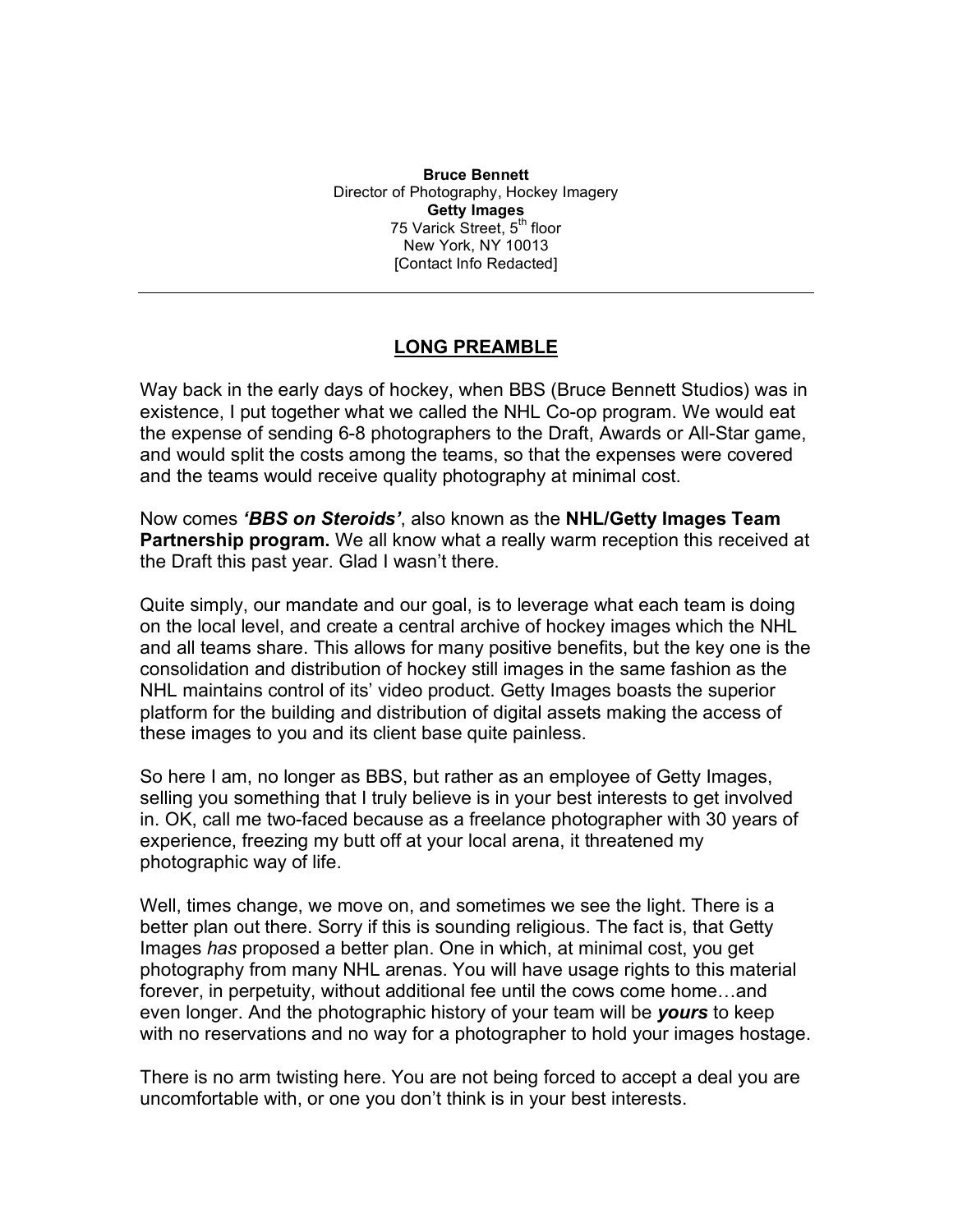**Bruce Bennett**
Director of Photography, Hockey Imagery
**Getty Images**
75 Varick Street, 5th floor
New York, NY 10013
[Contact Info Redacted]

---

## LONG PREAMBLE

Way back in the early days of hockey, when BBS (Bruce Bennett Studios) was in existence, I put together what we called the NHL Co-op program. We would eat the expense of sending 6-8 photographers to the Draft, Awards or All-Star game, and would split the costs among the teams, so that the expenses were covered and the teams would receive quality photography at minimal cost.

Now comes ***'BBS on Steroids'***, also known as the **NHL/Getty Images Team Partnership program.** We all know what a really warm reception this received at the Draft this past year. Glad I wasn't there.

Quite simply, our mandate and our goal, is to leverage what each team is doing on the local level, and create a central archive of hockey images which the NHL and all teams share. This allows for many positive benefits, but the key one is the consolidation and distribution of hockey still images in the same fashion as the NHL maintains control of its' video product. Getty Images boasts the superior platform for the building and distribution of digital assets making the access of these images to you and its client base quite painless.

So here I am, no longer as BBS, but rather as an employee of Getty Images, selling you something that I truly believe is in your best interests to get involved in. OK, call me two-faced because as a freelance photographer with 30 years of experience, freezing my butt off at your local arena, it threatened my photographic way of life.

Well, times change, we move on, and sometimes we see the light. There is a better plan out there. Sorry if this is sounding religious. The fact is, that Getty Images *has* proposed a better plan. One in which, at minimal cost, you get photography from many NHL arenas. You will have usage rights to this material forever, in perpetuity, without additional fee until the cows come home…and even longer. And the photographic history of your team will be ***yours*** to keep with no reservations and no way for a photographer to hold your images hostage.

There is no arm twisting here. You are not being forced to accept a deal you are uncomfortable with, or one you don't think is in your best interests.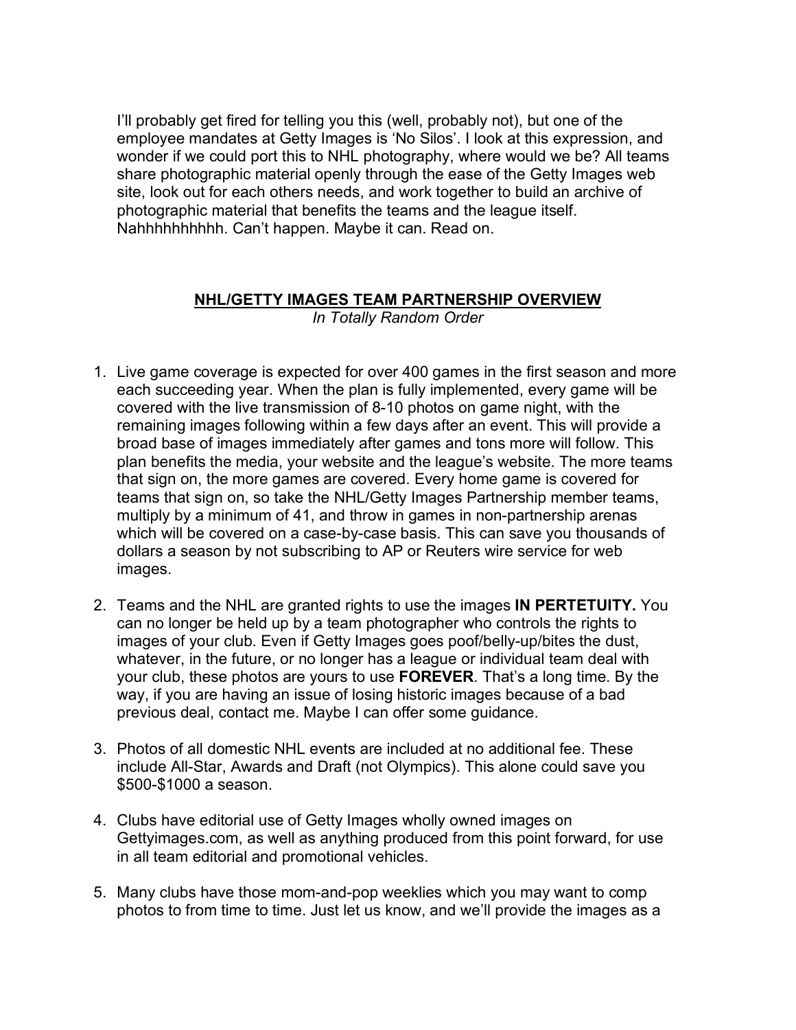I'll probably get fired for telling you this (well, probably not), but one of the employee mandates at Getty Images is 'No Silos'. I look at this expression, and wonder if we could port this to NHL photography, where would we be? All teams share photographic material openly through the ease of the Getty Images web site, look out for each others needs, and work together to build an archive of photographic material that benefits the teams and the league itself. Nahhhhhhhhhh. Can't happen. Maybe it can. Read on.

## NHL/GETTY IMAGES TEAM PARTNERSHIP OVERVIEW

*In Totally Random Order*

1. Live game coverage is expected for over 400 games in the first season and more each succeeding year. When the plan is fully implemented, every game will be covered with the live transmission of 8-10 photos on game night, with the remaining images following within a few days after an event. This will provide a broad base of images immediately after games and tons more will follow. This plan benefits the media, your website and the league's website. The more teams that sign on, the more games are covered. Every home game is covered for teams that sign on, so take the NHL/Getty Images Partnership member teams, multiply by a minimum of 41, and throw in games in non-partnership arenas which will be covered on a case-by-case basis. This can save you thousands of dollars a season by not subscribing to AP or Reuters wire service for web images.

2. Teams and the NHL are granted rights to use the images **IN PERTETUITY.** You can no longer be held up by a team photographer who controls the rights to images of your club. Even if Getty Images goes poof/belly-up/bites the dust, whatever, in the future, or no longer has a league or individual team deal with your club, these photos are yours to use **FOREVER**. That's a long time. By the way, if you are having an issue of losing historic images because of a bad previous deal, contact me. Maybe I can offer some guidance.

3. Photos of all domestic NHL events are included at no additional fee. These include All-Star, Awards and Draft (not Olympics). This alone could save you $500-$1000 a season.

4. Clubs have editorial use of Getty Images wholly owned images on Gettyimages.com, as well as anything produced from this point forward, for use in all team editorial and promotional vehicles.

5. Many clubs have those mom-and-pop weeklies which you may want to comp photos to from time to time. Just let us know, and we'll provide the images as a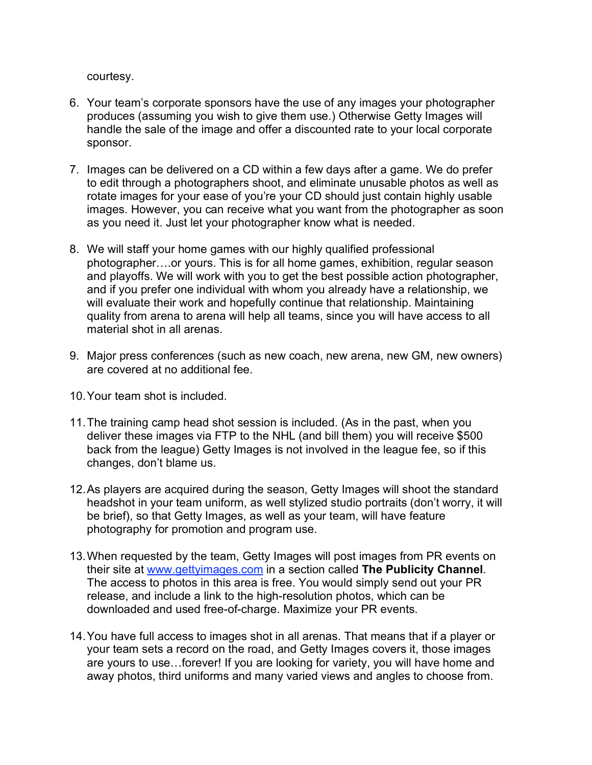courtesy.

6. Your team's corporate sponsors have the use of any images your photographer produces (assuming you wish to give them use.) Otherwise Getty Images will handle the sale of the image and offer a discounted rate to your local corporate sponsor.

7. Images can be delivered on a CD within a few days after a game. We do prefer to edit through a photographers shoot, and eliminate unusable photos as well as rotate images for your ease of you're your CD should just contain highly usable images. However, you can receive what you want from the photographer as soon as you need it. Just let your photographer know what is needed.

8. We will staff your home games with our highly qualified professional photographer….or yours. This is for all home games, exhibition, regular season and playoffs. We will work with you to get the best possible action photographer, and if you prefer one individual with whom you already have a relationship, we will evaluate their work and hopefully continue that relationship. Maintaining quality from arena to arena will help all teams, since you will have access to all material shot in all arenas.

9. Major press conferences (such as new coach, new arena, new GM, new owners) are covered at no additional fee.

10. Your team shot is included.

11. The training camp head shot session is included. (As in the past, when you deliver these images via FTP to the NHL (and bill them) you will receive $500 back from the league) Getty Images is not involved in the league fee, so if this changes, don't blame us.

12. As players are acquired during the season, Getty Images will shoot the standard headshot in your team uniform, as well stylized studio portraits (don't worry, it will be brief), so that Getty Images, as well as your team, will have feature photography for promotion and program use.

13. When requested by the team, Getty Images will post images from PR events on their site at [www.gettyimages.com](http://www.gettyimages.com) in a section called **The Publicity Channel**. The access to photos in this area is free. You would simply send out your PR release, and include a link to the high-resolution photos, which can be downloaded and used free-of-charge. Maximize your PR events.

14. You have full access to images shot in all arenas. That means that if a player or your team sets a record on the road, and Getty Images covers it, those images are yours to use…forever! If you are looking for variety, you will have home and away photos, third uniforms and many varied views and angles to choose from.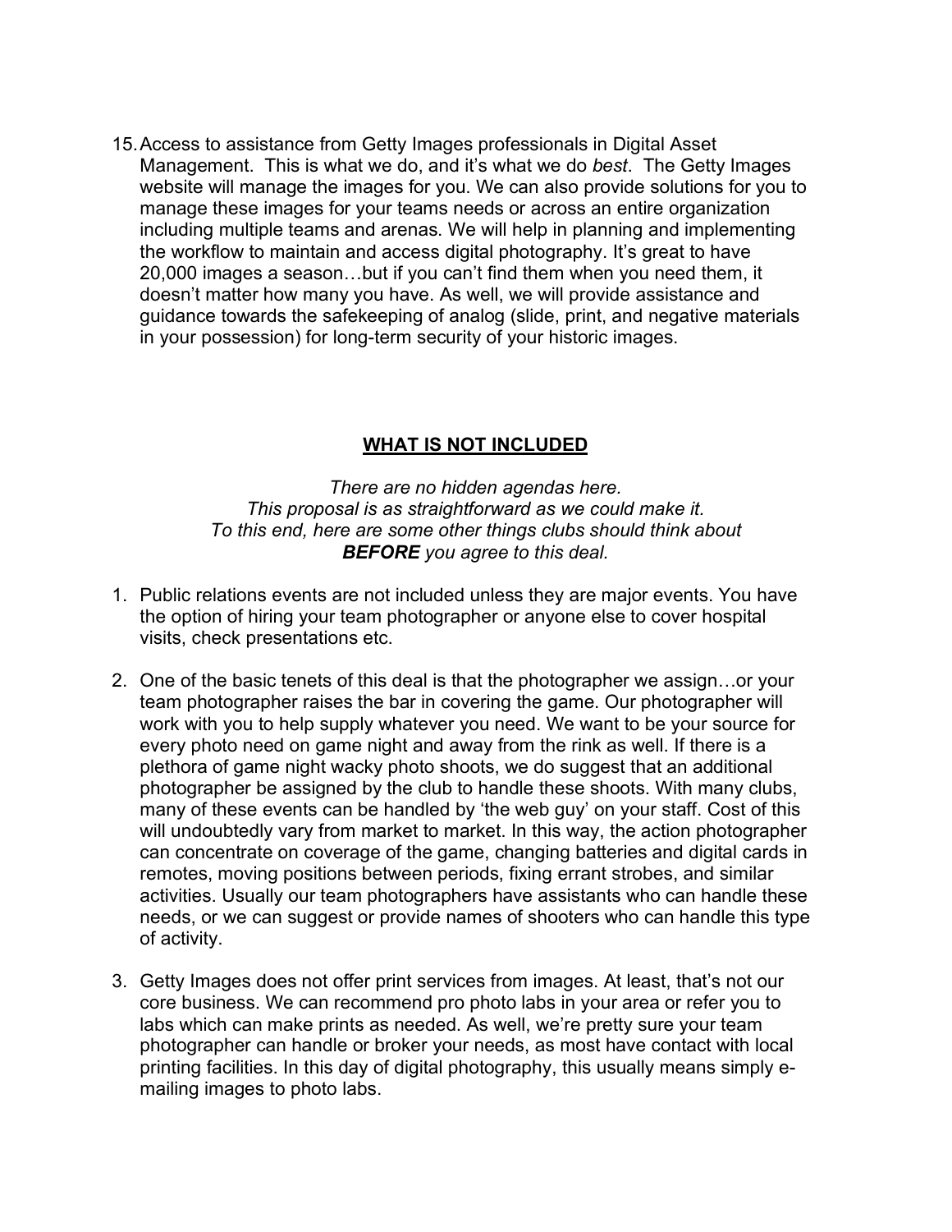15. Access to assistance from Getty Images professionals in Digital Asset Management. This is what we do, and it's what we do *best*. The Getty Images website will manage the images for you. We can also provide solutions for you to manage these images for your teams needs or across an entire organization including multiple teams and arenas. We will help in planning and implementing the workflow to maintain and access digital photography. It's great to have 20,000 images a season…but if you can't find them when you need them, it doesn't matter how many you have. As well, we will provide assistance and guidance towards the safekeeping of analog (slide, print, and negative materials in your possession) for long-term security of your historic images.

## WHAT IS NOT INCLUDED

*There are no hidden agendas here.*
*This proposal is as straightforward as we could make it.*
*To this end, here are some other things clubs should think about*
***BEFORE*** *you agree to this deal.*

1. Public relations events are not included unless they are major events. You have the option of hiring your team photographer or anyone else to cover hospital visits, check presentations etc.

2. One of the basic tenets of this deal is that the photographer we assign…or your team photographer raises the bar in covering the game. Our photographer will work with you to help supply whatever you need. We want to be your source for every photo need on game night and away from the rink as well. If there is a plethora of game night wacky photo shoots, we do suggest that an additional photographer be assigned by the club to handle these shoots. With many clubs, many of these events can be handled by 'the web guy' on your staff. Cost of this will undoubtedly vary from market to market. In this way, the action photographer can concentrate on coverage of the game, changing batteries and digital cards in remotes, moving positions between periods, fixing errant strobes, and similar activities. Usually our team photographers have assistants who can handle these needs, or we can suggest or provide names of shooters who can handle this type of activity.

3. Getty Images does not offer print services from images. At least, that's not our core business. We can recommend pro photo labs in your area or refer you to labs which can make prints as needed. As well, we're pretty sure your team photographer can handle or broker your needs, as most have contact with local printing facilities. In this day of digital photography, this usually means simply e-mailing images to photo labs.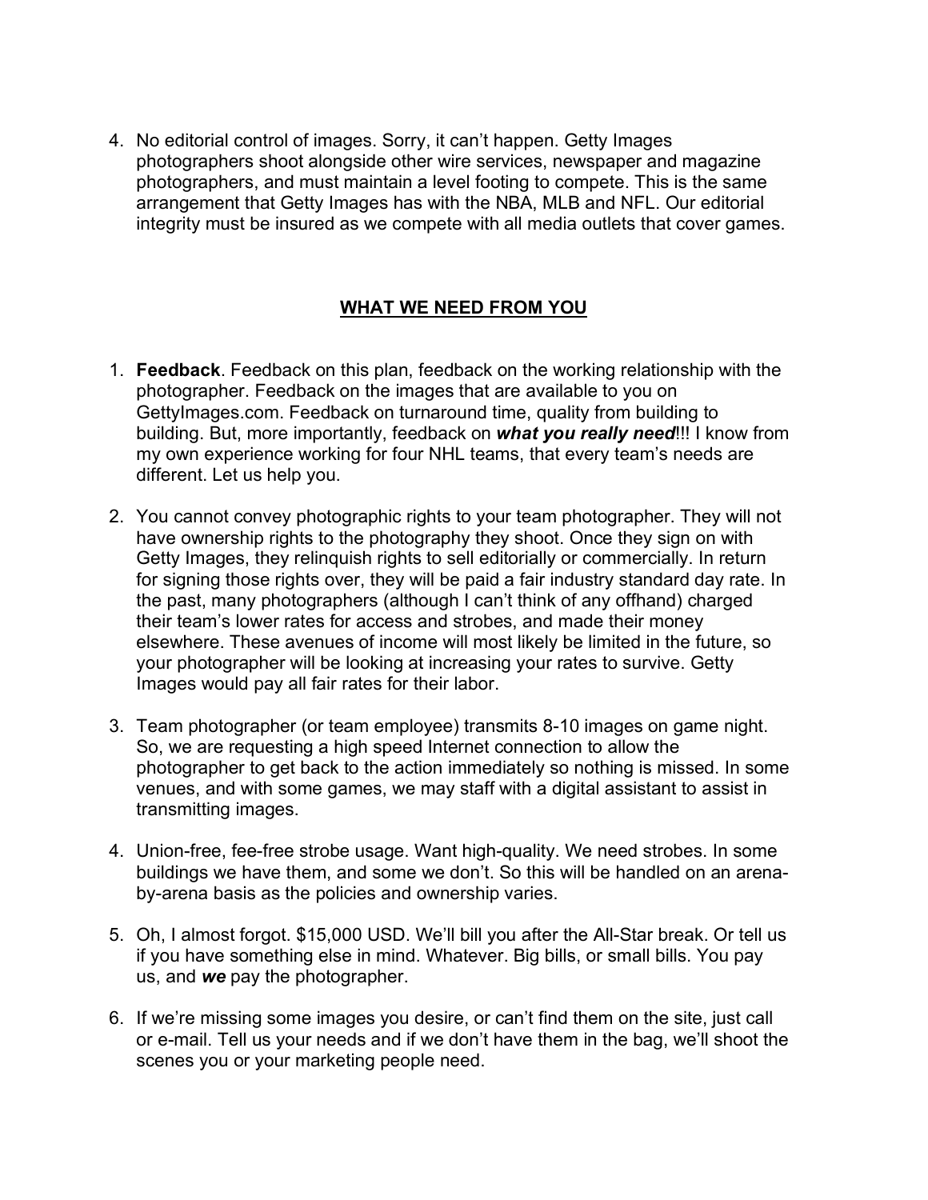4. No editorial control of images. Sorry, it can't happen. Getty Images photographers shoot alongside other wire services, newspaper and magazine photographers, and must maintain a level footing to compete. This is the same arrangement that Getty Images has with the NBA, MLB and NFL. Our editorial integrity must be insured as we compete with all media outlets that cover games.

## WHAT WE NEED FROM YOU

1. **Feedback**. Feedback on this plan, feedback on the working relationship with the photographer. Feedback on the images that are available to you on GettyImages.com. Feedback on turnaround time, quality from building to building. But, more importantly, feedback on ***what you really need***!!! I know from my own experience working for four NHL teams, that every team's needs are different. Let us help you.

2. You cannot convey photographic rights to your team photographer. They will not have ownership rights to the photography they shoot. Once they sign on with Getty Images, they relinquish rights to sell editorially or commercially. In return for signing those rights over, they will be paid a fair industry standard day rate. In the past, many photographers (although I can't think of any offhand) charged their team's lower rates for access and strobes, and made their money elsewhere. These avenues of income will most likely be limited in the future, so your photographer will be looking at increasing your rates to survive. Getty Images would pay all fair rates for their labor.

3. Team photographer (or team employee) transmits 8-10 images on game night. So, we are requesting a high speed Internet connection to allow the photographer to get back to the action immediately so nothing is missed. In some venues, and with some games, we may staff with a digital assistant to assist in transmitting images.

4. Union-free, fee-free strobe usage. Want high-quality. We need strobes. In some buildings we have them, and some we don't. So this will be handled on an arena-by-arena basis as the policies and ownership varies.

5. Oh, I almost forgot. $15,000 USD. We'll bill you after the All-Star break. Or tell us if you have something else in mind. Whatever. Big bills, or small bills. You pay us, and ***we*** pay the photographer.

6. If we're missing some images you desire, or can't find them on the site, just call or e-mail. Tell us your needs and if we don't have them in the bag, we'll shoot the scenes you or your marketing people need.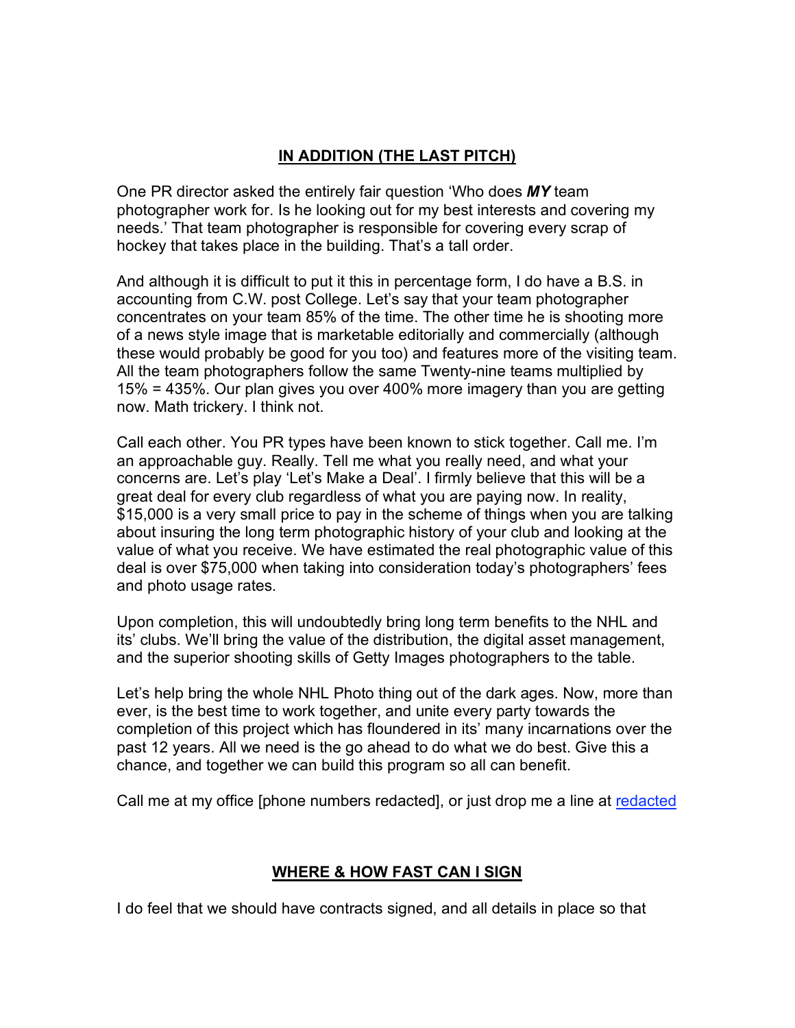## IN ADDITION (THE LAST PITCH)

One PR director asked the entirely fair question 'Who does ***MY*** team photographer work for. Is he looking out for my best interests and covering my needs.' That team photographer is responsible for covering every scrap of hockey that takes place in the building. That's a tall order.

And although it is difficult to put it this in percentage form, I do have a B.S. in accounting from C.W. post College. Let's say that your team photographer concentrates on your team 85% of the time. The other time he is shooting more of a news style image that is marketable editorially and commercially (although these would probably be good for you too) and features more of the visiting team. All the team photographers follow the same Twenty-nine teams multiplied by 15% = 435%. Our plan gives you over 400% more imagery than you are getting now. Math trickery. I think not.

Call each other. You PR types have been known to stick together. Call me. I'm an approachable guy. Really. Tell me what you really need, and what your concerns are. Let's play 'Let's Make a Deal'. I firmly believe that this will be a great deal for every club regardless of what you are paying now. In reality, $15,000 is a very small price to pay in the scheme of things when you are talking about insuring the long term photographic history of your club and looking at the value of what you receive. We have estimated the real photographic value of this deal is over $75,000 when taking into consideration today's photographers' fees and photo usage rates.

Upon completion, this will undoubtedly bring long term benefits to the NHL and its' clubs. We'll bring the value of the distribution, the digital asset management, and the superior shooting skills of Getty Images photographers to the table.

Let's help bring the whole NHL Photo thing out of the dark ages. Now, more than ever, is the best time to work together, and unite every party towards the completion of this project which has floundered in its' many incarnations over the past 12 years. All we need is the go ahead to do what we do best. Give this a chance, and together we can build this program so all can benefit.

Call me at my office [phone numbers redacted], or just drop me a line at redacted

## WHERE & HOW FAST CAN I SIGN

I do feel that we should have contracts signed, and all details in place so that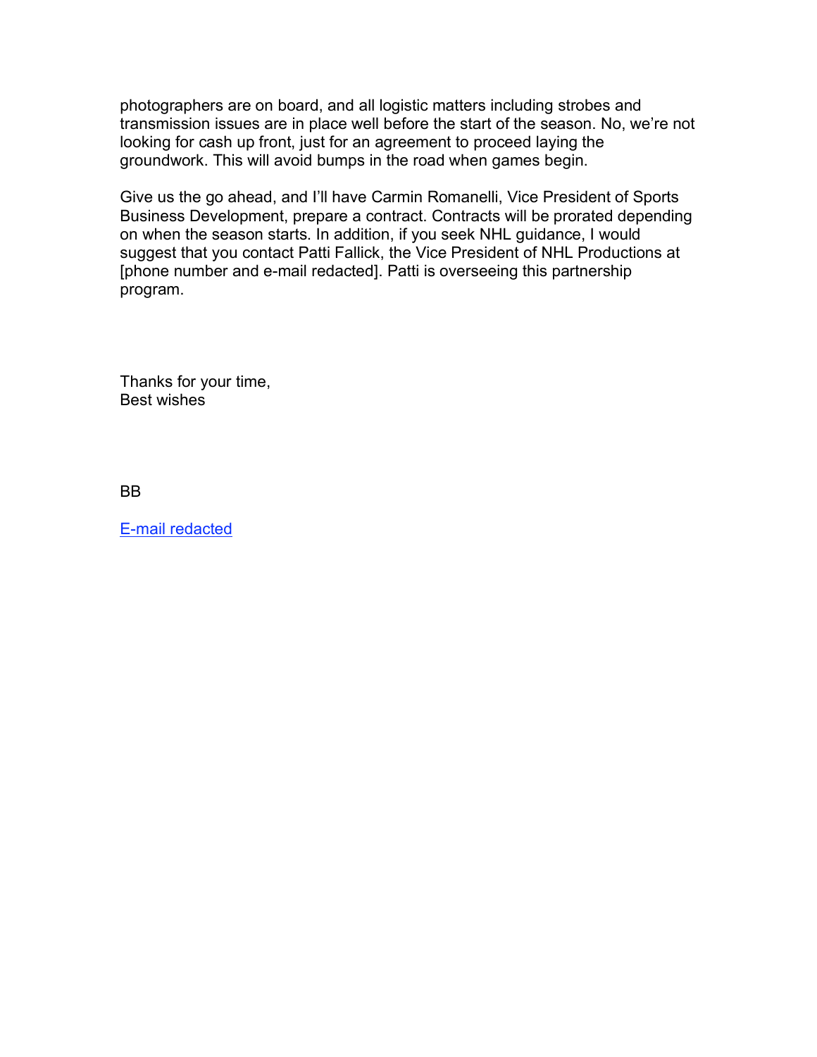photographers are on board, and all logistic matters including strobes and transmission issues are in place well before the start of the season. No, we’re not looking for cash up front, just for an agreement to proceed laying the groundwork. This will avoid bumps in the road when games begin.

Give us the go ahead, and I’ll have Carmin Romanelli, Vice President of Sports Business Development, prepare a contract. Contracts will be prorated depending on when the season starts. In addition, if you seek NHL guidance, I would suggest that you contact Patti Fallick, the Vice President of NHL Productions at [phone number and e-mail redacted]. Patti is overseeing this partnership program.

Thanks for your time,
Best wishes

BB

E-mail redacted